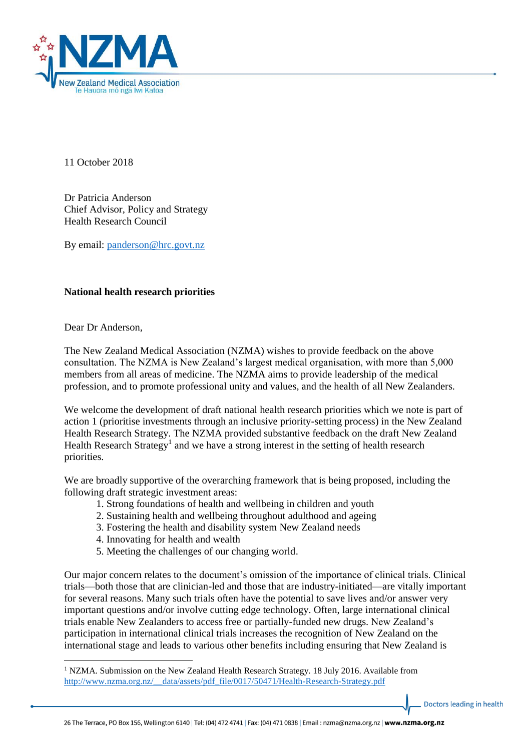11 October 2018

Dr Patricia Anderson
Chief Advisor, Policy and Strategy
Health Research Council

By email: panderson@hrc.govt.nz

**National health research priorities**

Dear Dr Anderson,

The New Zealand Medical Association (NZMA) wishes to provide feedback on the above consultation. The NZMA is New Zealand's largest medical organisation, with more than 5,000 members from all areas of medicine. The NZMA aims to provide leadership of the medical profession, and to promote professional unity and values, and the health of all New Zealanders.

We welcome the development of draft national health research priorities which we note is part of action 1 (prioritise investments through an inclusive priority-setting process) in the New Zealand Health Research Strategy. The NZMA provided substantive feedback on the draft New Zealand Health Research Strategy[1] and we have a strong interest in the setting of health research priorities.

We are broadly supportive of the overarching framework that is being proposed, including the following draft strategic investment areas:

1. Strong foundations of health and wellbeing in children and youth
2. Sustaining health and wellbeing throughout adulthood and ageing
3. Fostering the health and disability system New Zealand needs
4. Innovating for health and wealth
5. Meeting the challenges of our changing world.

Our major concern relates to the document's omission of the importance of clinical trials. Clinical trials—both those that are clinician-led and those that are industry-initiated—are vitally important for several reasons. Many such trials often have the potential to save lives and/or answer very important questions and/or involve cutting edge technology. Often, large international clinical trials enable New Zealanders to access free or partially-funded new drugs. New Zealand's participation in international clinical trials increases the recognition of New Zealand on the international stage and leads to various other benefits including ensuring that New Zealand is

[1] NZMA. Submission on the New Zealand Health Research Strategy. 18 July 2016. Available from http://www.nzma.org.nz/__data/assets/pdf_file/0017/50471/Health-Research-Strategy.pdf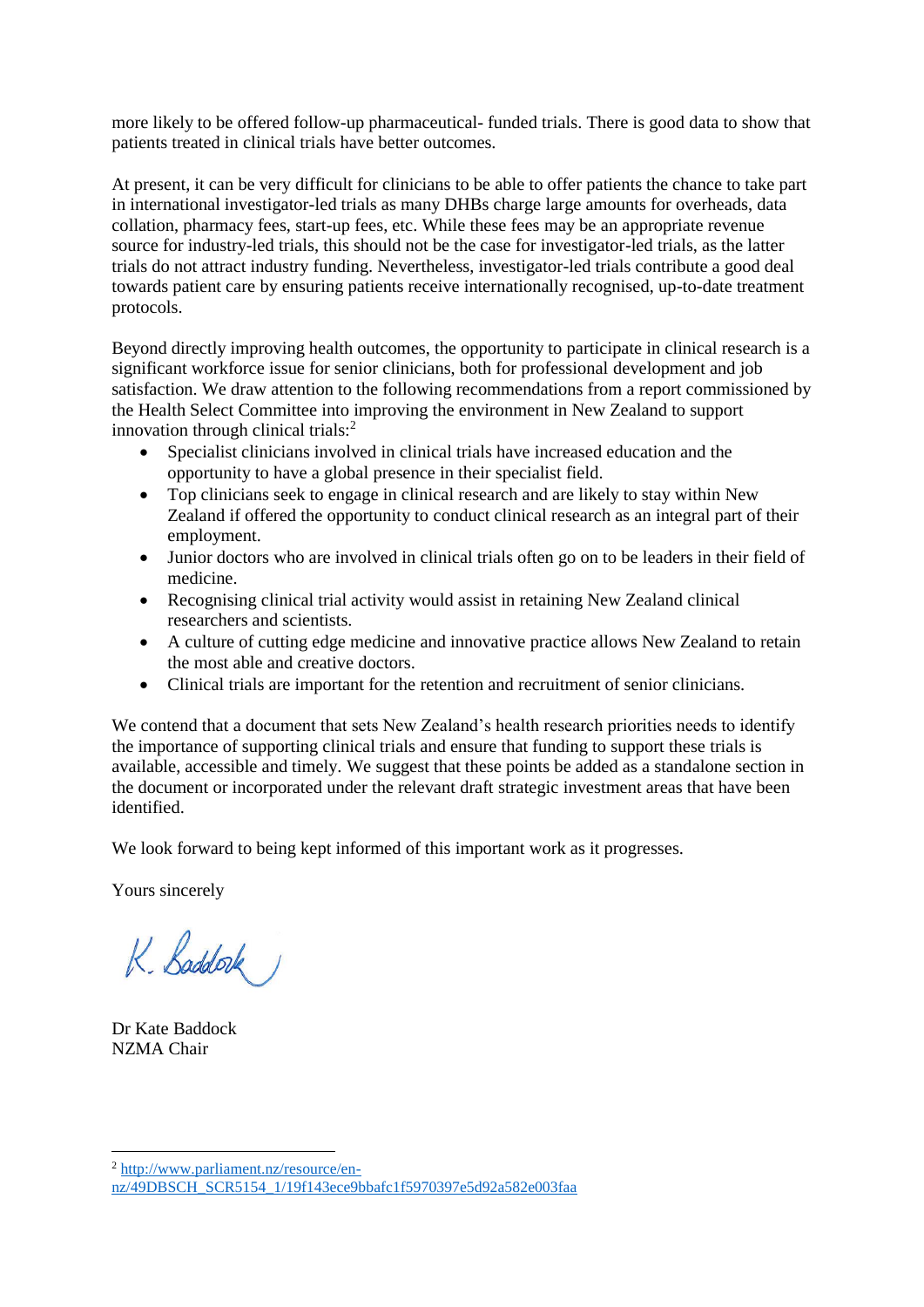more likely to be offered follow-up pharmaceutical- funded trials. There is good data to show that patients treated in clinical trials have better outcomes.

At present, it can be very difficult for clinicians to be able to offer patients the chance to take part in international investigator-led trials as many DHBs charge large amounts for overheads, data collation, pharmacy fees, start-up fees, etc. While these fees may be an appropriate revenue source for industry-led trials, this should not be the case for investigator-led trials, as the latter trials do not attract industry funding. Nevertheless, investigator-led trials contribute a good deal towards patient care by ensuring patients receive internationally recognised, up-to-date treatment protocols.

Beyond directly improving health outcomes, the opportunity to participate in clinical research is a significant workforce issue for senior clinicians, both for professional development and job satisfaction. We draw attention to the following recommendations from a report commissioned by the Health Select Committee into improving the environment in New Zealand to support innovation through clinical trials:[2]

- Specialist clinicians involved in clinical trials have increased education and the opportunity to have a global presence in their specialist field.
- Top clinicians seek to engage in clinical research and are likely to stay within New Zealand if offered the opportunity to conduct clinical research as an integral part of their employment.
- Junior doctors who are involved in clinical trials often go on to be leaders in their field of medicine.
- Recognising clinical trial activity would assist in retaining New Zealand clinical researchers and scientists.
- A culture of cutting edge medicine and innovative practice allows New Zealand to retain the most able and creative doctors.
- Clinical trials are important for the retention and recruitment of senior clinicians.

We contend that a document that sets New Zealand's health research priorities needs to identify the importance of supporting clinical trials and ensure that funding to support these trials is available, accessible and timely. We suggest that these points be added as a standalone section in the document or incorporated under the relevant draft strategic investment areas that have been identified.

We look forward to being kept informed of this important work as it progresses.

Yours sincerely

K. Baddock

Dr Kate Baddock
NZMA Chair

---

[2] http://www.parliament.nz/resource/en-nz/49DBSCH_SCR5154_1/19f143ece9bbafc1f5970397e5d92a582e003faa